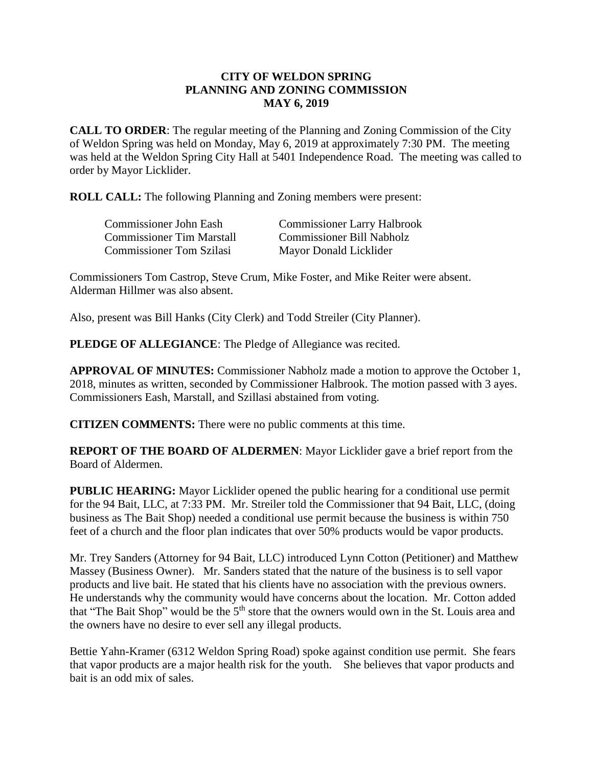**CITY OF WELDON SPRING**
**PLANNING AND ZONING COMMISSION**
**MAY 6, 2019**

**CALL TO ORDER**: The regular meeting of the Planning and Zoning Commission of the City of Weldon Spring was held on Monday, May 6, 2019 at approximately 7:30 PM. The meeting was held at the Weldon Spring City Hall at 5401 Independence Road. The meeting was called to order by Mayor Licklider.

**ROLL CALL:** The following Planning and Zoning members were present:

| | |
|---|---|
| Commissioner John Eash | Commissioner Larry Halbrook |
| Commissioner Tim Marstall | Commissioner Bill Nabholz |
| Commissioner Tom Szilasi | Mayor Donald Licklider |

Commissioners Tom Castrop, Steve Crum, Mike Foster, and Mike Reiter were absent. Alderman Hillmer was also absent.

Also, present was Bill Hanks (City Clerk) and Todd Streiler (City Planner).

**PLEDGE OF ALLEGIANCE**: The Pledge of Allegiance was recited.

**APPROVAL OF MINUTES:** Commissioner Nabholz made a motion to approve the October 1, 2018, minutes as written, seconded by Commissioner Halbrook. The motion passed with 3 ayes. Commissioners Eash, Marstall, and Szillasi abstained from voting.

**CITIZEN COMMENTS:** There were no public comments at this time.

**REPORT OF THE BOARD OF ALDERMEN**: Mayor Licklider gave a brief report from the Board of Aldermen.

**PUBLIC HEARING:** Mayor Licklider opened the public hearing for a conditional use permit for the 94 Bait, LLC, at 7:33 PM. Mr. Streiler told the Commissioner that 94 Bait, LLC, (doing business as The Bait Shop) needed a conditional use permit because the business is within 750 feet of a church and the floor plan indicates that over 50% products would be vapor products.

Mr. Trey Sanders (Attorney for 94 Bait, LLC) introduced Lynn Cotton (Petitioner) and Matthew Massey (Business Owner). Mr. Sanders stated that the nature of the business is to sell vapor products and live bait. He stated that his clients have no association with the previous owners. He understands why the community would have concerns about the location. Mr. Cotton added that "The Bait Shop" would be the 5th store that the owners would own in the St. Louis area and the owners have no desire to ever sell any illegal products.

Bettie Yahn-Kramer (6312 Weldon Spring Road) spoke against condition use permit. She fears that vapor products are a major health risk for the youth. She believes that vapor products and bait is an odd mix of sales.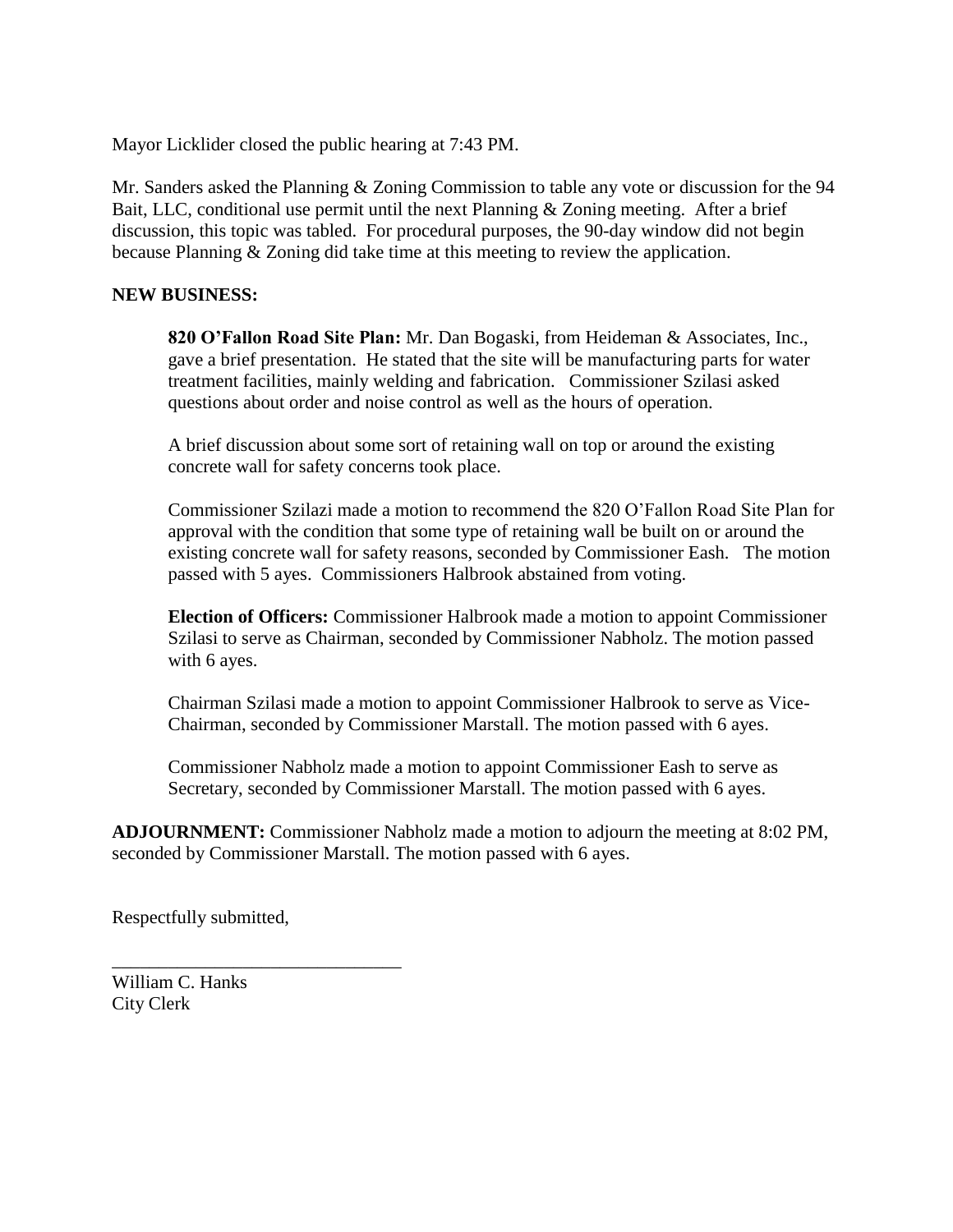Mayor Licklider closed the public hearing at 7:43 PM.

Mr. Sanders asked the Planning & Zoning Commission to table any vote or discussion for the 94 Bait, LLC, conditional use permit until the next Planning & Zoning meeting. After a brief discussion, this topic was tabled. For procedural purposes, the 90-day window did not begin because Planning & Zoning did take time at this meeting to review the application.

**NEW BUSINESS:**

**820 O'Fallon Road Site Plan:** Mr. Dan Bogaski, from Heideman & Associates, Inc., gave a brief presentation. He stated that the site will be manufacturing parts for water treatment facilities, mainly welding and fabrication. Commissioner Szilasi asked questions about order and noise control as well as the hours of operation.

A brief discussion about some sort of retaining wall on top or around the existing concrete wall for safety concerns took place.

Commissioner Szilazi made a motion to recommend the 820 O'Fallon Road Site Plan for approval with the condition that some type of retaining wall be built on or around the existing concrete wall for safety reasons, seconded by Commissioner Eash. The motion passed with 5 ayes. Commissioners Halbrook abstained from voting.

**Election of Officers:** Commissioner Halbrook made a motion to appoint Commissioner Szilasi to serve as Chairman, seconded by Commissioner Nabholz. The motion passed with 6 ayes.

Chairman Szilasi made a motion to appoint Commissioner Halbrook to serve as Vice-Chairman, seconded by Commissioner Marstall. The motion passed with 6 ayes.

Commissioner Nabholz made a motion to appoint Commissioner Eash to serve as Secretary, seconded by Commissioner Marstall. The motion passed with 6 ayes.

**ADJOURNMENT:** Commissioner Nabholz made a motion to adjourn the meeting at 8:02 PM, seconded by Commissioner Marstall. The motion passed with 6 ayes.

Respectfully submitted,

\_\_\_\_\_\_\_\_\_\_\_\_\_\_\_\_\_\_\_\_\_\_\_\_\_\_\_\_\_\_\_\_

William C. Hanks
City Clerk